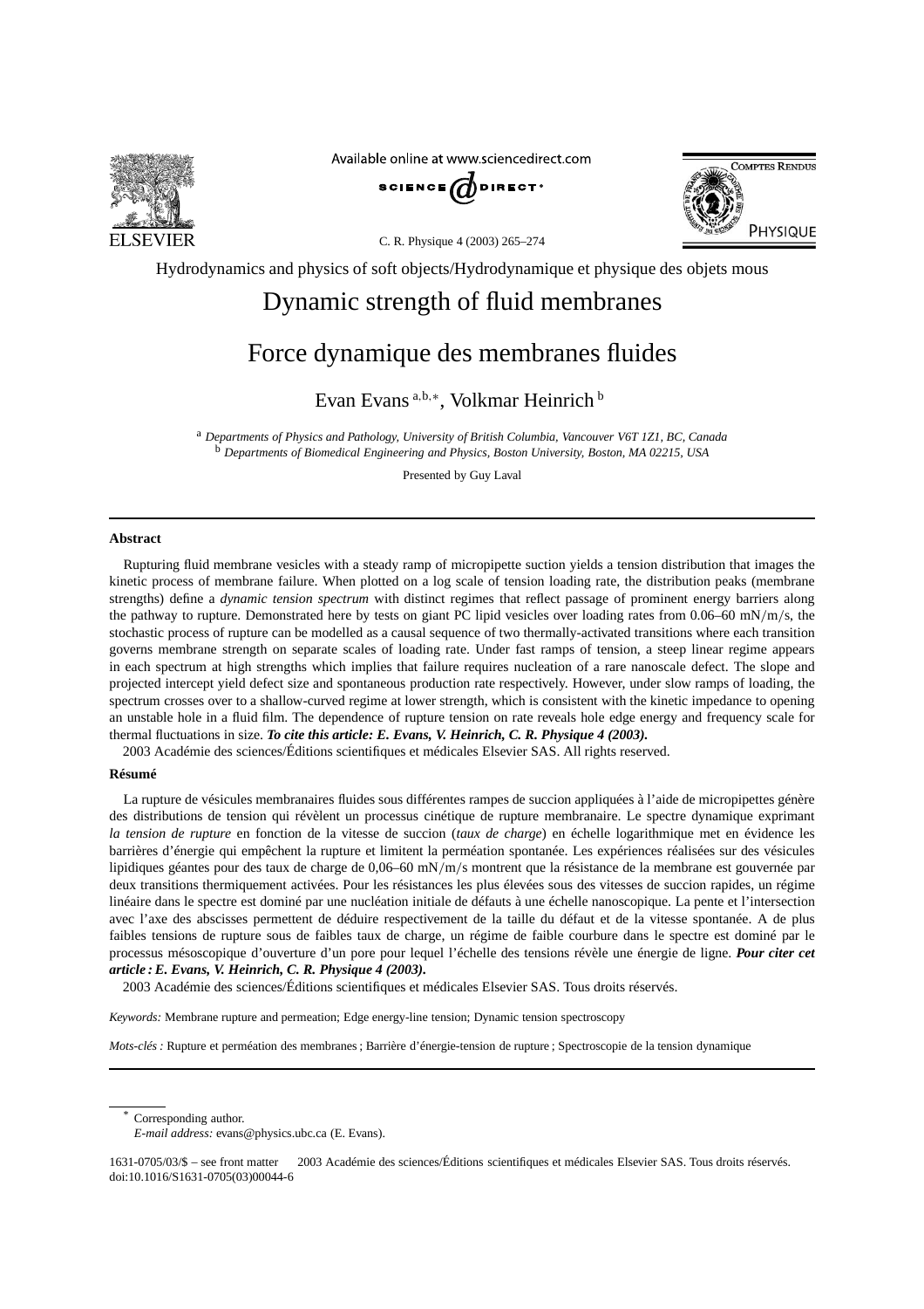Hydrodynamics and physics of soft objects/Hydrodynamique et physique des objets mous

# Dynamic strength of fluid membranes

# Force dynamique des membranes fluides

Evan Evans [a,b,*], Volkmar Heinrich [b]

[a] *Departments of Physics and Pathology, University of British Columbia, Vancouver V6T 1Z1, BC, Canada*
[b] *Departments of Biomedical Engineering and Physics, Boston University, Boston, MA 02215, USA*

Presented by Guy Laval

## Abstract

Rupturing fluid membrane vesicles with a steady ramp of micropipette suction yields a tension distribution that images the kinetic process of membrane failure. When plotted on a log scale of tension loading rate, the distribution peaks (membrane strengths) define a *dynamic tension spectrum* with distinct regimes that reflect passage of prominent energy barriers along the pathway to rupture. Demonstrated here by tests on giant PC lipid vesicles over loading rates from 0.06–60 mN/m/s, the stochastic process of rupture can be modelled as a causal sequence of two thermally-activated transitions where each transition governs membrane strength on separate scales of loading rate. Under fast ramps of tension, a steep linear regime appears in each spectrum at high strengths which implies that failure requires nucleation of a rare nanoscale defect. The slope and projected intercept yield defect size and spontaneous production rate respectively. However, under slow ramps of loading, the spectrum crosses over to a shallow-curved regime at lower strength, which is consistent with the kinetic impedance to opening an unstable hole in a fluid film. The dependence of rupture tension on rate reveals hole edge energy and frequency scale for thermal fluctuations in size. ***To cite this article: E. Evans, V. Heinrich, C. R. Physique 4 (2003).***

2003 Académie des sciences/Éditions scientifiques et médicales Elsevier SAS. All rights reserved.

## Résumé

La rupture de vésicules membranaires fluides sous différentes rampes de succion appliquées à l'aide de micropipettes génère des distributions de tension qui révèlent un processus cinétique de rupture membranaire. Le spectre dynamique exprimant *la tension de rupture* en fonction de la vitesse de succion (*taux de charge*) en échelle logarithmique met en évidence les barrières d'énergie qui empêchent la rupture et limitent la perméation spontanée. Les expériences réalisées sur des vésicules lipidiques géantes pour des taux de charge de 0,06–60 mN/m/s montrent que la résistance de la membrane est gouvernée par deux transitions thermiquement activées. Pour les résistances les plus élevées sous des vitesses de succion rapides, un régime linéaire dans le spectre est dominé par une nucléation initiale de défauts à une échelle nanoscopique. La pente et l'intersection avec l'axe des abscisses permettent de déduire respectivement de la taille du défaut et de la vitesse spontanée. A de plus faibles tensions de rupture sous de faibles taux de charge, un régime de faible courbure dans le spectre est dominé par le processus mésoscopique d'ouverture d'un pore pour lequel l'échelle des tensions révèle une énergie de ligne. ***Pour citer cet article : E. Evans, V. Heinrich, C. R. Physique 4 (2003).***

2003 Académie des sciences/Éditions scientifiques et médicales Elsevier SAS. Tous droits réservés.

*Keywords:* Membrane rupture and permeation; Edge energy-line tension; Dynamic tension spectroscopy

*Mots-clés :* Rupture et perméation des membranes ; Barrière d'énergie-tension de rupture ; Spectroscopie de la tension dynamique

\* Corresponding author.
*E-mail address:* evans@physics.ubc.ca (E. Evans).

1631-0705/03/$ – see front matter 2003 Académie des sciences/Éditions scientifiques et médicales Elsevier SAS. Tous droits réservés.
doi:10.1016/S1631-0705(03)00044-6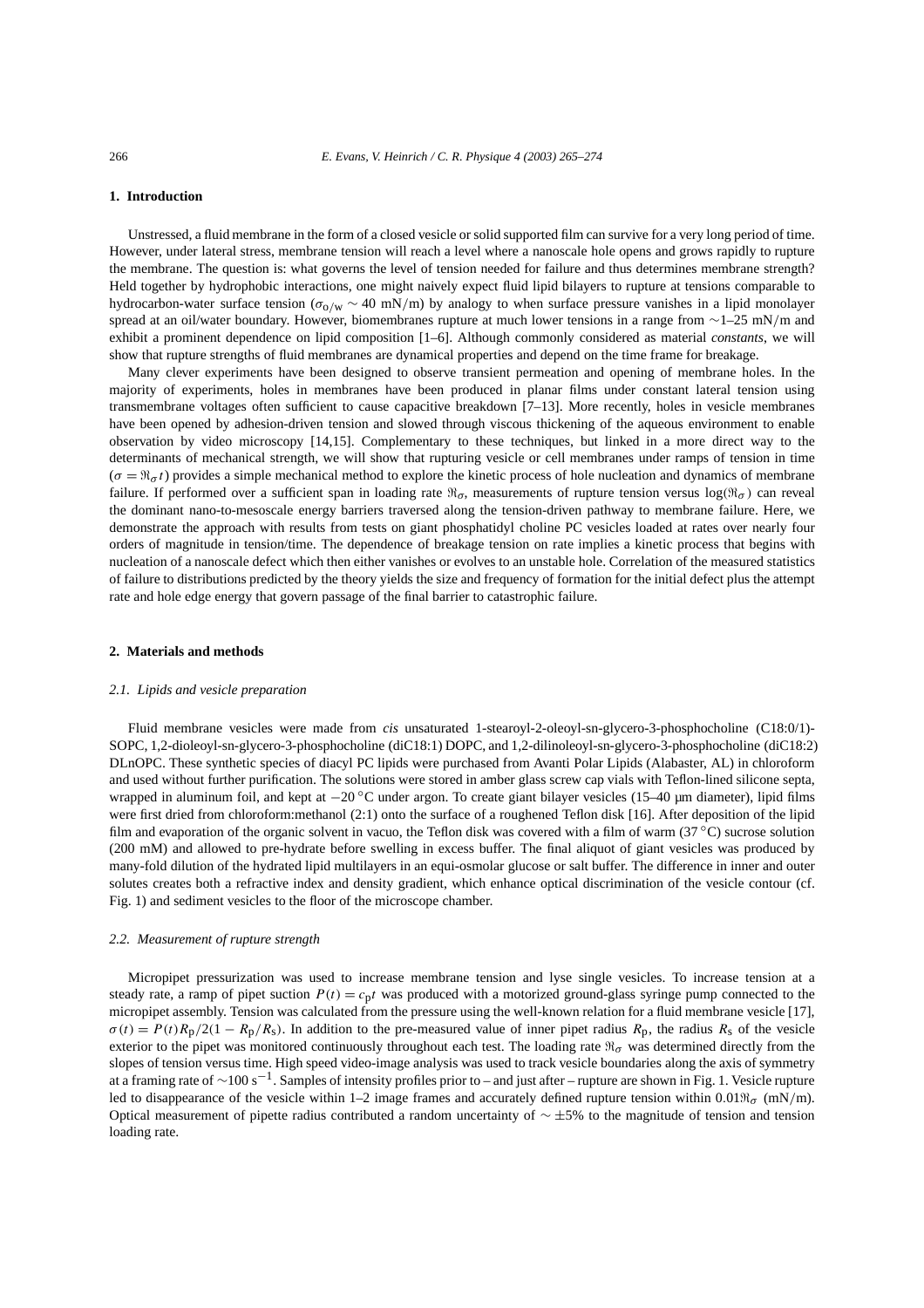## 1. Introduction

Unstressed, a fluid membrane in the form of a closed vesicle or solid supported film can survive for a very long period of time. However, under lateral stress, membrane tension will reach a level where a nanoscale hole opens and grows rapidly to rupture the membrane. The question is: what governs the level of tension needed for failure and thus determines membrane strength? Held together by hydrophobic interactions, one might naively expect fluid lipid bilayers to rupture at tensions comparable to hydrocarbon-water surface tension ($\sigma_{o/w} \sim 40$ mN/m) by analogy to when surface pressure vanishes in a lipid monolayer spread at an oil/water boundary. However, biomembranes rupture at much lower tensions in a range from $\sim$1–25 mN/m and exhibit a prominent dependence on lipid composition [1–6]. Although commonly considered as material *constants*, we will show that rupture strengths of fluid membranes are dynamical properties and depend on the time frame for breakage.

Many clever experiments have been designed to observe transient permeation and opening of membrane holes. In the majority of experiments, holes in membranes have been produced in planar films under constant lateral tension using transmembrane voltages often sufficient to cause capacitive breakdown [7–13]. More recently, holes in vesicle membranes have been opened by adhesion-driven tension and slowed through viscous thickening of the aqueous environment to enable observation by video microscopy [14,15]. Complementary to these techniques, but linked in a more direct way to the determinants of mechanical strength, we will show that rupturing vesicle or cell membranes under ramps of tension in time ($\sigma = \Re_\sigma t$) provides a simple mechanical method to explore the kinetic process of hole nucleation and dynamics of membrane failure. If performed over a sufficient span in loading rate $\Re_\sigma$, measurements of rupture tension versus $\log(\Re_\sigma)$ can reveal the dominant nano-to-mesoscale energy barriers traversed along the tension-driven pathway to membrane failure. Here, we demonstrate the approach with results from tests on giant phosphatidyl choline PC vesicles loaded at rates over nearly four orders of magnitude in tension/time. The dependence of breakage tension on rate implies a kinetic process that begins with nucleation of a nanoscale defect which then either vanishes or evolves to an unstable hole. Correlation of the measured statistics of failure to distributions predicted by the theory yields the size and frequency of formation for the initial defect plus the attempt rate and hole edge energy that govern passage of the final barrier to catastrophic failure.

## 2. Materials and methods

### 2.1. Lipids and vesicle preparation

Fluid membrane vesicles were made from *cis* unsaturated 1-stearoyl-2-oleoyl-sn-glycero-3-phosphocholine (C18:0/1)-SOPC, 1,2-dioleoyl-sn-glycero-3-phosphocholine (diC18:1) DOPC, and 1,2-dilinoleoyl-sn-glycero-3-phosphocholine (diC18:2) DLnOPC. These synthetic species of diacyl PC lipids were purchased from Avanti Polar Lipids (Alabaster, AL) in chloroform and used without further purification. The solutions were stored in amber glass screw cap vials with Teflon-lined silicone septa, wrapped in aluminum foil, and kept at $-20\,^\circ$C under argon. To create giant bilayer vesicles (15–40 µm diameter), lipid films were first dried from chloroform:methanol (2:1) onto the surface of a roughened Teflon disk [16]. After deposition of the lipid film and evaporation of the organic solvent in vacuo, the Teflon disk was covered with a film of warm ($37\,^\circ$C) sucrose solution (200 mM) and allowed to pre-hydrate before swelling in excess buffer. The final aliquot of giant vesicles was produced by many-fold dilution of the hydrated lipid multilayers in an equi-osmolar glucose or salt buffer. The difference in inner and outer solutes creates both a refractive index and density gradient, which enhance optical discrimination of the vesicle contour (cf. Fig. 1) and sediment vesicles to the floor of the microscope chamber.

### 2.2. Measurement of rupture strength

Micropipet pressurization was used to increase membrane tension and lyse single vesicles. To increase tension at a steady rate, a ramp of pipet suction $P(t) = c_{\mathrm{p}}t$ was produced with a motorized ground-glass syringe pump connected to the micropipet assembly. Tension was calculated from the pressure using the well-known relation for a fluid membrane vesicle [17], $\sigma(t) = P(t)R_{\mathrm{p}}/2(1 - R_{\mathrm{p}}/R_{\mathrm{s}})$. In addition to the pre-measured value of inner pipet radius $R_{\mathrm{p}}$, the radius $R_{\mathrm{s}}$ of the vesicle exterior to the pipet was monitored continuously throughout each test. The loading rate $\Re_\sigma$ was determined directly from the slopes of tension versus time. High speed video-image analysis was used to track vesicle boundaries along the axis of symmetry at a framing rate of $\sim$100 s$^{-1}$. Samples of intensity profiles prior to – and just after – rupture are shown in Fig. 1. Vesicle rupture led to disappearance of the vesicle within 1–2 image frames and accurately defined rupture tension within $0.01\Re_\sigma$ (mN/m). Optical measurement of pipette radius contributed a random uncertainty of $\sim \pm5$% to the magnitude of tension and tension loading rate.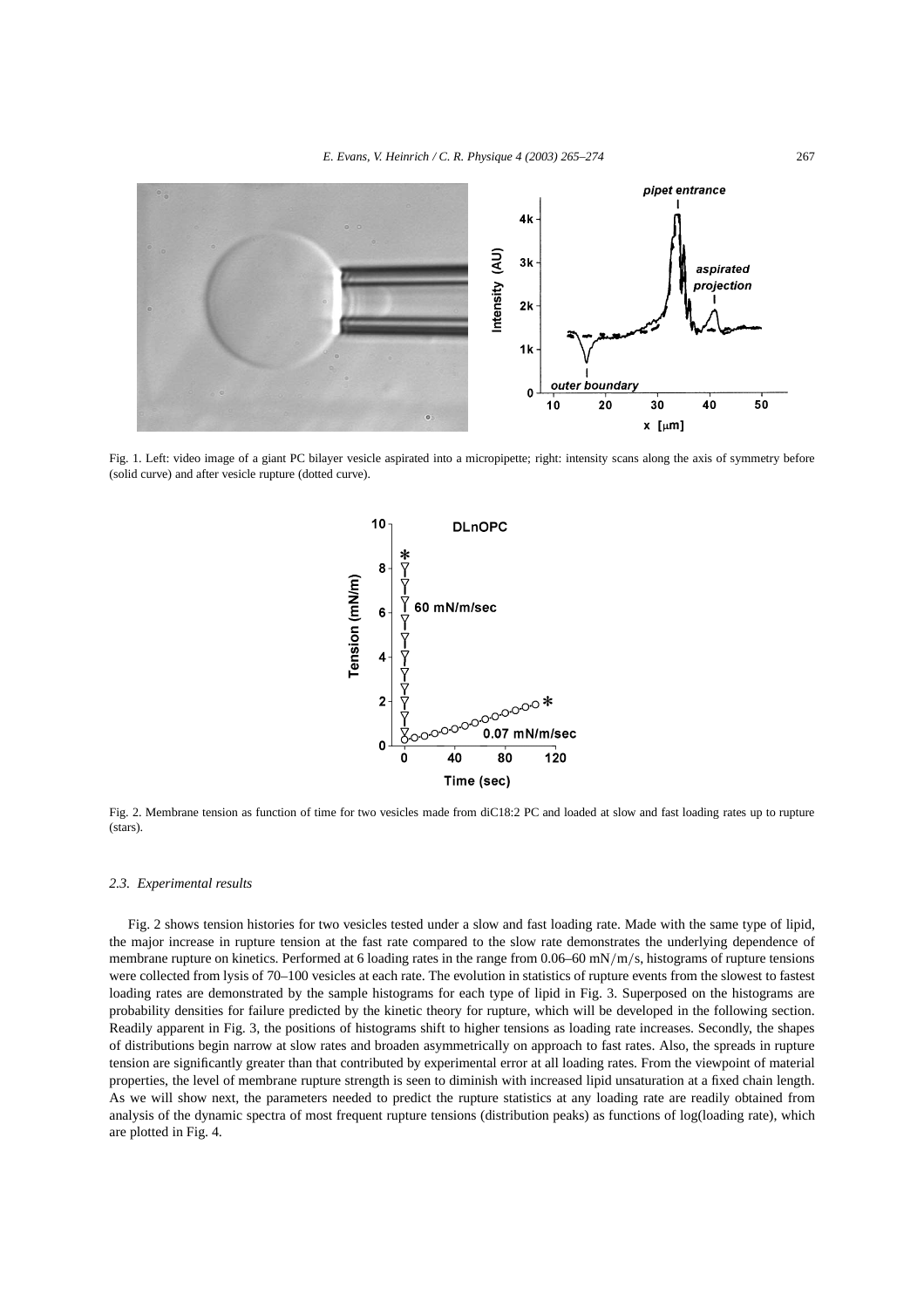Fig. 1. Left: video image of a giant PC bilayer vesicle aspirated into a micropipette; right: intensity scans along the axis of symmetry before (solid curve) and after vesicle rupture (dotted curve).

Fig. 2. Membrane tension as function of time for two vesicles made from diC18:2 PC and loaded at slow and fast loading rates up to rupture (stars).

### *2.3. Experimental results*

Fig. 2 shows tension histories for two vesicles tested under a slow and fast loading rate. Made with the same type of lipid, the major increase in rupture tension at the fast rate compared to the slow rate demonstrates the underlying dependence of membrane rupture on kinetics. Performed at 6 loading rates in the range from 0.06–60 mN/m/s, histograms of rupture tensions were collected from lysis of 70–100 vesicles at each rate. The evolution in statistics of rupture events from the slowest to fastest loading rates are demonstrated by the sample histograms for each type of lipid in Fig. 3. Superposed on the histograms are probability densities for failure predicted by the kinetic theory for rupture, which will be developed in the following section. Readily apparent in Fig. 3, the positions of histograms shift to higher tensions as loading rate increases. Secondly, the shapes of distributions begin narrow at slow rates and broaden asymmetrically on approach to fast rates. Also, the spreads in rupture tension are significantly greater than that contributed by experimental error at all loading rates. From the viewpoint of material properties, the level of membrane rupture strength is seen to diminish with increased lipid unsaturation at a fixed chain length. As we will show next, the parameters needed to predict the rupture statistics at any loading rate are readily obtained from analysis of the dynamic spectra of most frequent rupture tensions (distribution peaks) as functions of log(loading rate), which are plotted in Fig. 4.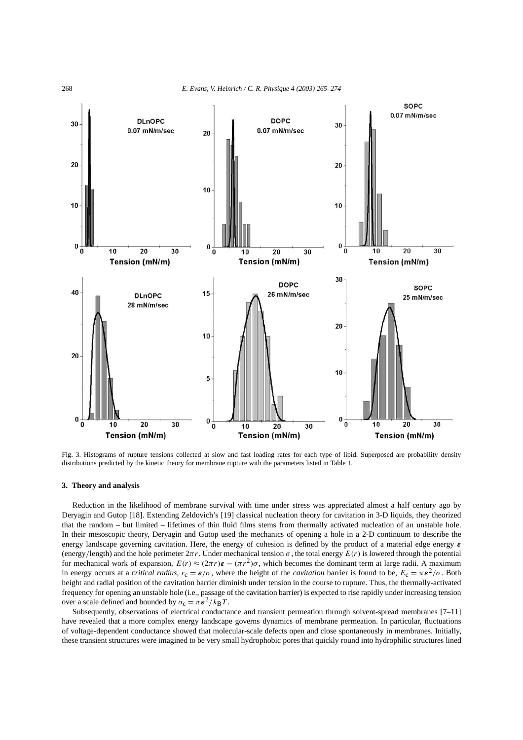Fig. 3. Histograms of rupture tensions collected at slow and fast loading rates for each type of lipid. Superposed are probability density distributions predicted by the kinetic theory for membrane rupture with the parameters listed in Table 1.

### 3. Theory and analysis

Reduction in the likelihood of membrane survival with time under stress was appreciated almost a half century ago by Deryagin and Gutop [18]. Extending Zeldovich's [19] classical nucleation theory for cavitation in 3-D liquids, they theorized that the random – but limited – lifetimes of thin fluid films stems from thermally activated nucleation of an unstable hole. In their mesoscopic theory, Deryagin and Gutop used the mechanics of opening a hole in a 2-D continuum to describe the energy landscape governing cavitation. Here, the energy of cohesion is defined by the product of a material edge energy $\boldsymbol{\varepsilon}$ (energy/length) and the hole perimeter $2\pi r$. Under mechanical tension $\sigma$, the total energy $E(r)$ is lowered through the potential for mechanical work of expansion, $E(r) \approx (2\pi r)\boldsymbol{\varepsilon} - (\pi r^2)\sigma$, which becomes the dominant term at large radii. A maximum in energy occurs at a *critical radius*, $r_c = \boldsymbol{\varepsilon}/\sigma$, where the height of the *cavitation* barrier is found to be, $E_c = \pi\boldsymbol{\varepsilon}^2/\sigma$. Both height and radial position of the cavitation barrier diminish under tension in the course to rupture. Thus, the thermally-activated frequency for opening an unstable hole (i.e., passage of the cavitation barrier) is expected to rise rapidly under increasing tension over a scale defined and bounded by $\sigma_c = \pi\boldsymbol{\varepsilon}^2/k_BT$.

Subsequently, observations of electrical conductance and transient permeation through solvent-spread membranes [7–11] have revealed that a more complex energy landscape governs dynamics of membrane permeation. In particular, fluctuations of voltage-dependent conductance showed that molecular-scale defects open and close spontaneously in membranes. Initially, these transient structures were imagined to be very small hydrophobic pores that quickly round into hydrophilic structures lined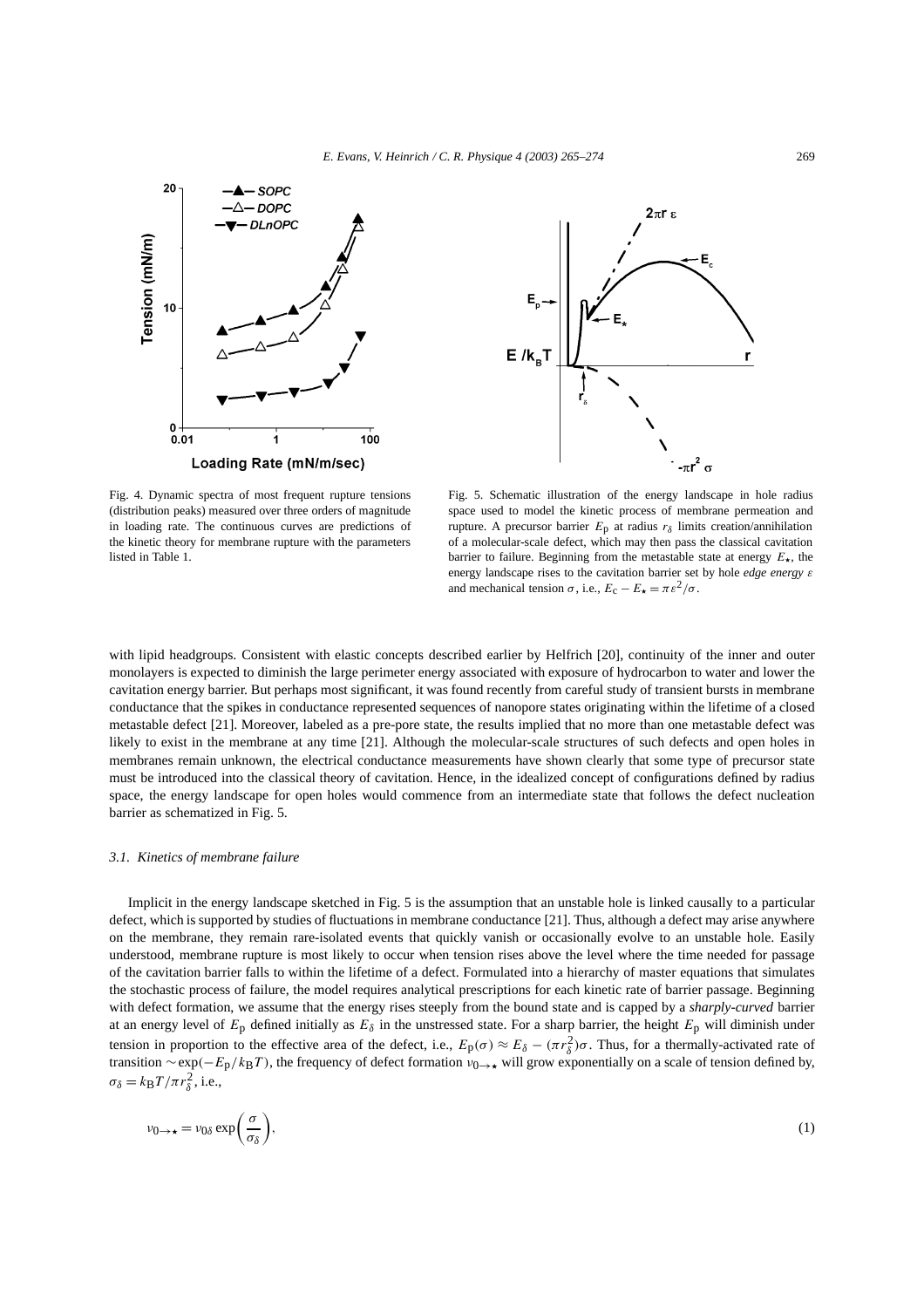Fig. 4. Dynamic spectra of most frequent rupture tensions (distribution peaks) measured over three orders of magnitude in loading rate. The continuous curves are predictions of the kinetic theory for membrane rupture with the parameters listed in Table 1.

Fig. 5. Schematic illustration of the energy landscape in hole radius space used to model the kinetic process of membrane permeation and rupture. A precursor barrier $E_p$ at radius $r_\delta$ limits creation/annihilation of a molecular-scale defect, which may then pass the classical cavitation barrier to failure. Beginning from the metastable state at energy $E_\star$, the energy landscape rises to the cavitation barrier set by hole *edge energy* $\varepsilon$ and mechanical tension $\sigma$, i.e., $E_c - E_\star = \pi\varepsilon^2/\sigma$.

with lipid headgroups. Consistent with elastic concepts described earlier by Helfrich [20], continuity of the inner and outer monolayers is expected to diminish the large perimeter energy associated with exposure of hydrocarbon to water and lower the cavitation energy barrier. But perhaps most significant, it was found recently from careful study of transient bursts in membrane conductance that the spikes in conductance represented sequences of nanopore states originating within the lifetime of a closed metastable defect [21]. Moreover, labeled as a pre-pore state, the results implied that no more than one metastable defect was likely to exist in the membrane at any time [21]. Although the molecular-scale structures of such defects and open holes in membranes remain unknown, the electrical conductance measurements have shown clearly that some type of precursor state must be introduced into the classical theory of cavitation. Hence, in the idealized concept of configurations defined by radius space, the energy landscape for open holes would commence from an intermediate state that follows the defect nucleation barrier as schematized in Fig. 5.

### 3.1. Kinetics of membrane failure

Implicit in the energy landscape sketched in Fig. 5 is the assumption that an unstable hole is linked causally to a particular defect, which is supported by studies of fluctuations in membrane conductance [21]. Thus, although a defect may arise anywhere on the membrane, they remain rare-isolated events that quickly vanish or occasionally evolve to an unstable hole. Easily understood, membrane rupture is most likely to occur when tension rises above the level where the time needed for passage of the cavitation barrier falls to within the lifetime of a defect. Formulated into a hierarchy of master equations that simulates the stochastic process of failure, the model requires analytical prescriptions for each kinetic rate of barrier passage. Beginning with defect formation, we assume that the energy rises steeply from the bound state and is capped by a *sharply-curved* barrier at an energy level of $E_p$ defined initially as $E_\delta$ in the unstressed state. For a sharp barrier, the height $E_p$ will diminish under tension in proportion to the effective area of the defect, i.e., $E_p(\sigma) \approx E_\delta - (\pi r_\delta^2)\sigma$. Thus, for a thermally-activated rate of transition $\sim\exp(-E_p/k_BT)$, the frequency of defect formation $\nu_{0\to\star}$ will grow exponentially on a scale of tension defined by, $\sigma_\delta = k_BT/\pi r_\delta^2$, i.e.,

$$\nu_{0\to\star} = \nu_{0\delta}\exp\left(\frac{\sigma}{\sigma_\delta}\right), \tag{1}$$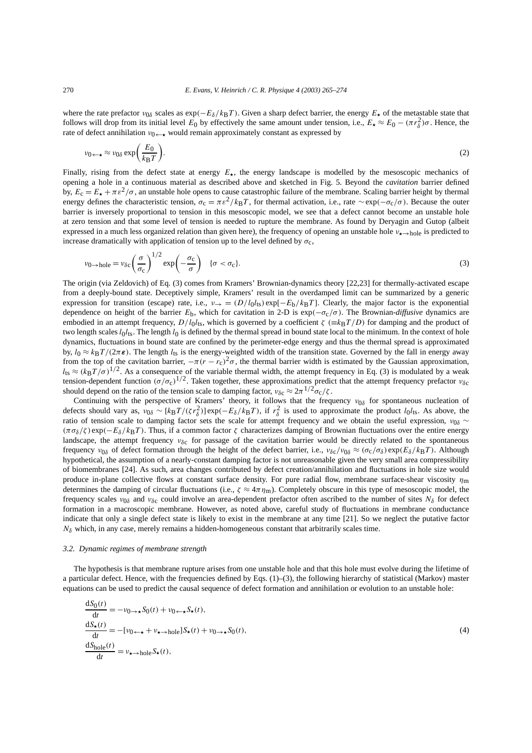where the rate prefactor $\nu_{0\delta}$ scales as $\exp(-E_\delta/k_BT)$. Given a sharp defect barrier, the energy $E_\star$ of the metastable state that follows will drop from its initial level $E_0$ by effectively the same amount under tension, i.e., $E_\star \approx E_0 - (\pi r_\delta^2)\sigma$. Hence, the rate of defect annihilation $\nu_{0\leftarrow\star}$ would remain approximately constant as expressed by

$$\nu_{0\leftarrow\star} \approx \nu_{0\delta} \exp\left(\frac{E_0}{k_BT}\right). \tag{2}$$

Finally, rising from the defect state at energy $E_\star$, the energy landscape is modelled by the mesoscopic mechanics of opening a hole in a continuous material as described above and sketched in Fig. 5. Beyond the *cavitation* barrier defined by, $E_c = E_\star + \pi\varepsilon^2/\sigma$, an unstable hole opens to cause catastrophic failure of the membrane. Scaling barrier height by thermal energy defines the characteristic tension, $\sigma_c = \pi\varepsilon^2/k_BT$, for thermal activation, i.e., rate $\sim\exp(-\sigma_c/\sigma)$. Because the outer barrier is inversely proportional to tension in this mesoscopic model, we see that a defect cannot become an unstable hole at zero tension and that some level of tension is needed to rupture the membrane. As found by Deryagin and Gutop (albeit expressed in a much less organized relation than given here), the frequency of opening an unstable hole $\nu_{\star\to\text{hole}}$ is predicted to increase dramatically with application of tension up to the level defined by $\sigma_c$,

$$\nu_{0\to\text{hole}} = \nu_{\delta c}\left(\frac{\sigma}{\sigma_c}\right)^{1/2} \exp\left(-\frac{\sigma_c}{\sigma}\right) \quad \{\sigma < \sigma_c\}. \tag{3}$$

The origin (via Zeldovich) of Eq. (3) comes from Kramers' Brownian-dynamics theory [22,23] for thermally-activated escape from a deeply-bound state. Deceptively simple, Kramers' result in the overdamped limit can be summarized by a generic expression for transition (escape) rate, i.e., $\nu_\to = (D/l_0l_{ts})\exp[-E_b/k_BT]$. Clearly, the major factor is the exponential dependence on height of the barrier $E_b$, which for cavitation in 2-D is $\exp(-\sigma_c/\sigma)$. The Brownian-*diffusive* dynamics are embodied in an attempt frequency, $D/l_0l_{ts}$, which is governed by a coefficient $\zeta$ ($\equiv k_BT/D$) for damping and the product of two length scales $l_0l_{ts}$. The length $l_0$ is defined by the thermal spread in bound state local to the minimum. In the context of hole dynamics, fluctuations in bound state are confined by the perimeter-edge energy and thus the thermal spread is approximated by, $l_0 \approx k_BT/(2\pi\varepsilon)$. The length $l_{ts}$ is the energy-weighted width of the transition state. Governed by the fall in energy away from the top of the cavitation barrier, $-\pi(r-r_c)^2\sigma$, the thermal barrier width is estimated by the Gaussian approximation, $l_{ts} \approx (k_BT/\sigma)^{1/2}$. As a consequence of the variable thermal width, the attempt frequency in Eq. (3) is modulated by a weak tension-dependent function $(\sigma/\sigma_c)^{1/2}$. Taken together, these approximations predict that the attempt frequency prefactor $\nu_{\delta c}$ should depend on the ratio of the tension scale to damping factor, $\nu_{\delta c} \approx 2\pi^{1/2}\sigma_c/\zeta$.

Continuing with the perspective of Kramers' theory, it follows that the frequency $\nu_{0\delta}$ for spontaneous nucleation of defects should vary as, $\nu_{0\delta} \sim [k_BT/(\zeta r_\delta^2)]\exp(-E_\delta/k_BT)$, if $r_\delta^2$ is used to approximate the product $l_0l_{ts}$. As above, the ratio of tension scale to damping factor sets the scale for attempt frequency and we obtain the useful expression, $\nu_{0\delta} \sim (\pi\sigma_\delta/\zeta)\exp(-E_\delta/k_BT)$. Thus, if a common factor $\zeta$ characterizes damping of Brownian fluctuations over the entire energy landscape, the attempt frequency $\nu_{\delta c}$ for passage of the cavitation barrier would be directly related to the spontaneous frequency $\nu_{0\delta}$ of defect formation through the height of the defect barrier, i.e., $\nu_{\delta c}/\nu_{0\delta} \approx (\sigma_c/\sigma_\delta)\exp(E_\delta/k_BT)$. Although hypothetical, the assumption of a nearly-constant damping factor is not unreasonable given the very small area compressibility of biomembranes [24]. As such, area changes contributed by defect creation/annihilation and fluctuations in hole size would produce in-plane collective flows at constant surface density. For pure radial flow, membrane surface-shear viscosity $\eta_m$ determines the damping of circular fluctuations (i.e., $\zeta \approx 4\pi\eta_m$). Completely obscure in this type of mesoscopic model, the frequency scales $\nu_{0\delta}$ and $\nu_{\delta c}$ could involve an area-dependent prefactor often ascribed to the number of sites $N_\delta$ for defect formation in a macroscopic membrane. However, as noted above, careful study of fluctuations in membrane conductance indicate that only a single defect state is likely to exist in the membrane at any time [21]. So we neglect the putative factor $N_\delta$ which, in any case, merely remains a hidden-homogeneous constant that arbitrarily scales time.

### 3.2. Dynamic regimes of membrane strength

The hypothesis is that membrane rupture arises from one unstable hole and that this hole must evolve during the lifetime of a particular defect. Hence, with the frequencies defined by Eqs. (1)–(3), the following hierarchy of statistical (Markov) master equations can be used to predict the causal sequence of defect formation and annihilation or evolution to an unstable hole:

$$\begin{aligned}
\frac{dS_0(t)}{dt} &= -\nu_{0\to\star}S_0(t) + \nu_{0\leftarrow\star}S_\star(t),\\
\frac{dS_\star(t)}{dt} &= -[\nu_{0\leftarrow\star} + \nu_{\star\to\text{hole}}]S_\star(t) + \nu_{0\to\star}S_0(t),\\
\frac{dS_{\text{hole}}(t)}{dt} &= \nu_{\star\to\text{hole}}S_\star(t),
\end{aligned} \tag{4}$$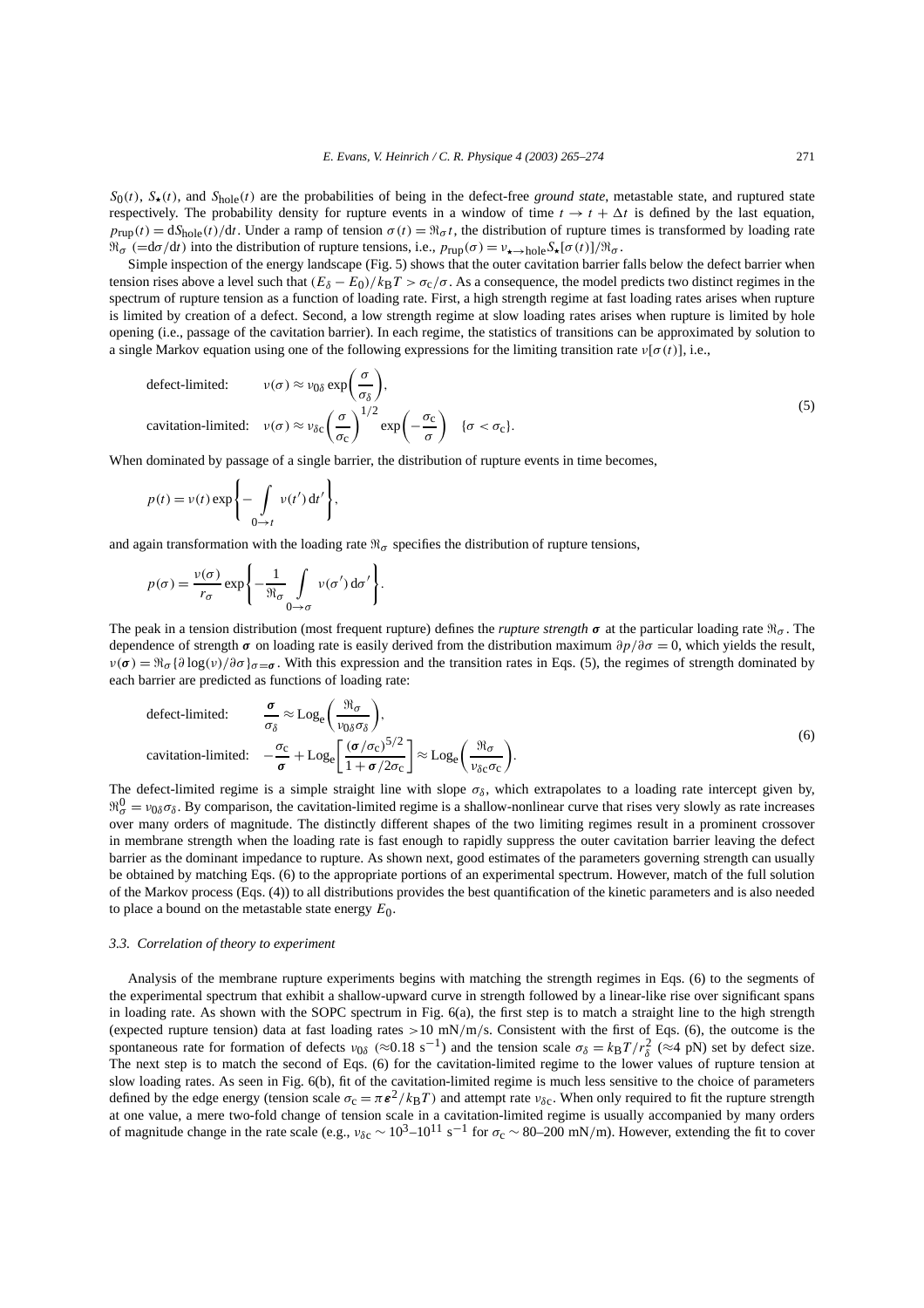$S_0(t)$, $S_\star(t)$, and $S_{\text{hole}}(t)$ are the probabilities of being in the defect-free *ground state*, metastable state, and ruptured state respectively. The probability density for rupture events in a window of time $t \to t + \Delta t$ is defined by the last equation, $p_{\text{rup}}(t) = dS_{\text{hole}}(t)/dt$. Under a ramp of tension $\sigma(t) = \Re_\sigma t$, the distribution of rupture times is transformed by loading rate $\Re_\sigma$ ($= d\sigma/dt$) into the distribution of rupture tensions, i.e., $p_{\text{rup}}(\sigma) = \nu_{\star\to\text{hole}} S_\star[\sigma(t)]/\Re_\sigma$.

Simple inspection of the energy landscape (Fig. 5) shows that the outer cavitation barrier falls below the defect barrier when tension rises above a level such that $(E_\delta - E_0)/k_BT > \sigma_c/\sigma$. As a consequence, the model predicts two distinct regimes in the spectrum of rupture tension as a function of loading rate. First, a high strength regime at fast loading rates arises when rupture is limited by creation of a defect. Second, a low strength regime at slow loading rates arises when rupture is limited by hole opening (i.e., passage of the cavitation barrier). In each regime, the statistics of transitions can be approximated by solution to a single Markov equation using one of the following expressions for the limiting transition rate $\nu[\sigma(t)]$, i.e.,

$$
\begin{aligned}
&\text{defect-limited:} \qquad \nu(\sigma) \approx \nu_{0\delta} \exp\left(\frac{\sigma}{\sigma_\delta}\right),\\
&\text{cavitation-limited:} \quad \nu(\sigma) \approx \nu_{\delta c}\left(\frac{\sigma}{\sigma_c}\right)^{1/2} \exp\left(-\frac{\sigma_c}{\sigma}\right) \quad \{\sigma < \sigma_c\}.
\end{aligned} \tag{5}
$$

When dominated by passage of a single barrier, the distribution of rupture events in time becomes,

$$
p(t) = \nu(t) \exp\left\{-\int_{0\to t} \nu(t')\, dt'\right\},
$$

and again transformation with the loading rate $\Re_\sigma$ specifies the distribution of rupture tensions,

$$
p(\sigma) = \frac{\nu(\sigma)}{r_\sigma} \exp\left\{-\frac{1}{\Re_\sigma} \int_{0\to\sigma} \nu(\sigma')\, d\sigma'\right\}.
$$

The peak in a tension distribution (most frequent rupture) defines the *rupture strength* $\boldsymbol{\sigma}$ at the particular loading rate $\Re_\sigma$. The dependence of strength $\boldsymbol{\sigma}$ on loading rate is easily derived from the distribution maximum $\partial p/\partial \sigma = 0$, which yields the result, $\nu(\boldsymbol{\sigma}) = \Re_\sigma\{\partial \log(\nu)/\partial\sigma\}_{\sigma=\boldsymbol{\sigma}}$. With this expression and the transition rates in Eqs. (5), the regimes of strength dominated by each barrier are predicted as functions of loading rate:

$$
\begin{aligned}
&\text{defect-limited:} \qquad \frac{\boldsymbol{\sigma}}{\sigma_\delta} \approx \text{Log}_e\left(\frac{\Re_\sigma}{\nu_{0\delta}\sigma_\delta}\right),\\
&\text{cavitation-limited:} \quad -\frac{\sigma_c}{\boldsymbol{\sigma}} + \text{Log}_e\left[\frac{(\boldsymbol{\sigma}/\sigma_c)^{5/2}}{1 + \boldsymbol{\sigma}/2\sigma_c}\right] \approx \text{Log}_e\left(\frac{\Re_\sigma}{\nu_{\delta c}\sigma_c}\right).
\end{aligned} \tag{6}
$$

The defect-limited regime is a simple straight line with slope $\sigma_\delta$, which extrapolates to a loading rate intercept given by, $\Re_\sigma^0 = \nu_{0\delta}\sigma_\delta$. By comparison, the cavitation-limited regime is a shallow-nonlinear curve that rises very slowly as rate increases over many orders of magnitude. The distinctly different shapes of the two limiting regimes result in a prominent crossover in membrane strength when the loading rate is fast enough to rapidly suppress the outer cavitation barrier leaving the defect barrier as the dominant impedance to rupture. As shown next, good estimates of the parameters governing strength can usually be obtained by matching Eqs. (6) to the appropriate portions of an experimental spectrum. However, match of the full solution of the Markov process (Eqs. (4)) to all distributions provides the best quantification of the kinetic parameters and is also needed to place a bound on the metastable state energy $E_0$.

### 3.3. Correlation of theory to experiment

Analysis of the membrane rupture experiments begins with matching the strength regimes in Eqs. (6) to the segments of the experimental spectrum that exhibit a shallow-upward curve in strength followed by a linear-like rise over significant spans in loading rate. As shown with the SOPC spectrum in Fig. 6(a), the first step is to match a straight line to the high strength (expected rupture tension) data at fast loading rates >10 mN/m/s. Consistent with the first of Eqs. (6), the outcome is the spontaneous rate for formation of defects $\nu_{0\delta}$ ($\approx 0.18\ \text{s}^{-1}$) and the tension scale $\sigma_\delta = k_BT/r_\delta^2$ ($\approx 4$ pN) set by defect size. The next step is to match the second of Eqs. (6) for the cavitation-limited regime to the lower values of rupture tension at slow loading rates. As seen in Fig. 6(b), fit of the cavitation-limited regime is much less sensitive to the choice of parameters defined by the edge energy (tension scale $\sigma_c = \pi\boldsymbol{\varepsilon}^2/k_BT$) and attempt rate $\nu_{\delta c}$. When only required to fit the rupture strength at one value, a mere two-fold change of tension scale in a cavitation-limited regime is usually accompanied by many orders of magnitude change in the rate scale (e.g., $\nu_{\delta c} \sim 10^3$–$10^{11}\ \text{s}^{-1}$ for $\sigma_c \sim 80$–$200$ mN/m). However, extending the fit to cover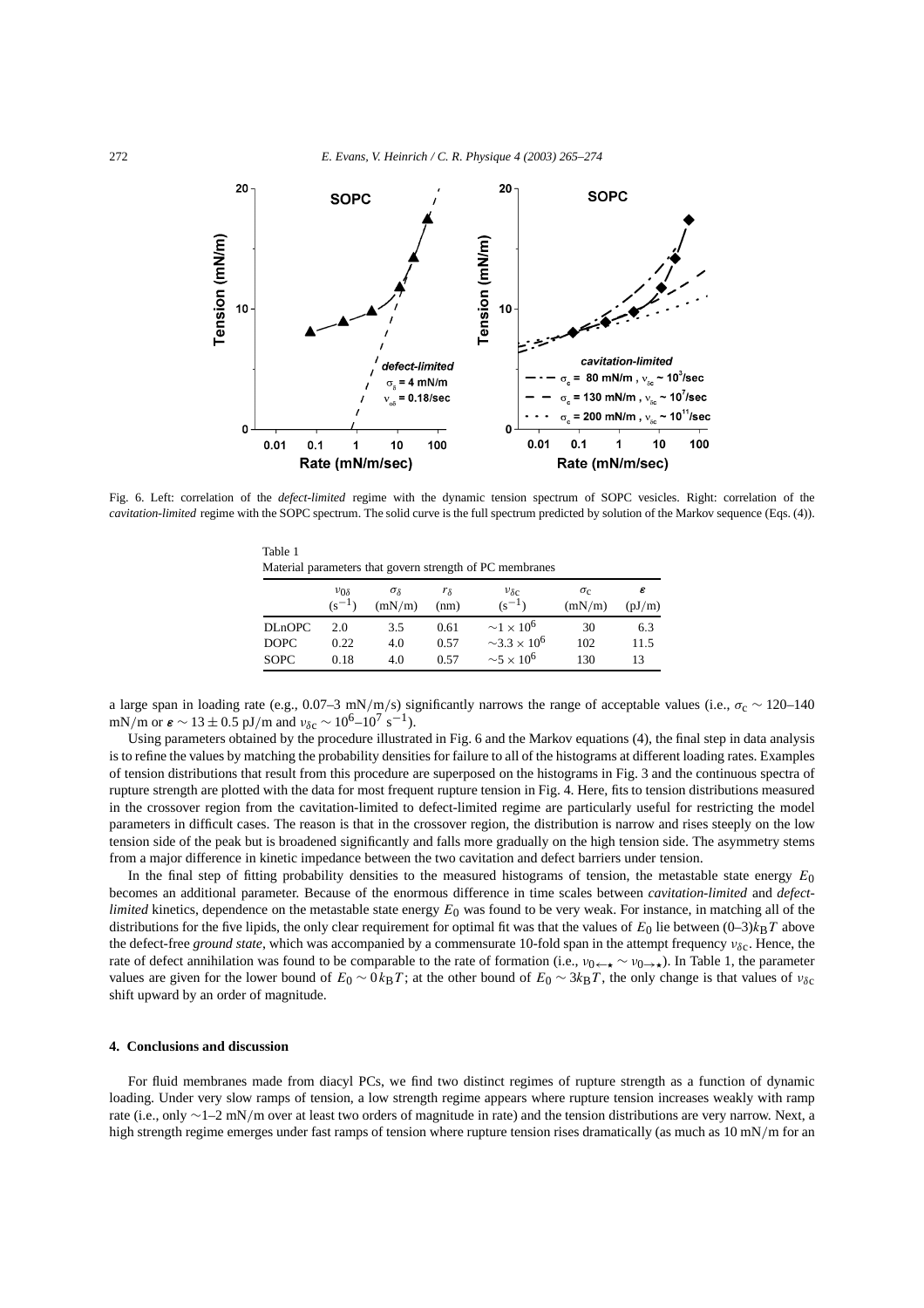Fig. 6. Left: correlation of the *defect-limited* regime with the dynamic tension spectrum of SOPC vesicles. Right: correlation of the *cavitation-limited* regime with the SOPC spectrum. The solid curve is the full spectrum predicted by solution of the Markov sequence (Eqs. (4)).

Table 1
Material parameters that govern strength of PC membranes

| | $\nu_{0\delta}$ $(\text{s}^{-1})$ | $\sigma_\delta$ (mN/m) | $r_\delta$ (nm) | $\nu_{\delta\text{c}}$ $(\text{s}^{-1})$ | $\sigma_\text{c}$ (mN/m) | $\boldsymbol{\varepsilon}$ (pJ/m) |
|---|---|---|---|---|---|---|
| DLnOPC | 2.0 | 3.5 | 0.61 | $\sim 1\times10^6$ | 30 | 6.3 |
| DOPC | 0.22 | 4.0 | 0.57 | $\sim 3.3\times10^6$ | 102 | 11.5 |
| SOPC | 0.18 | 4.0 | 0.57 | $\sim 5\times10^6$ | 130 | 13 |

a large span in loading rate (e.g., 0.07–3 mN/m/s) significantly narrows the range of acceptable values (i.e., $\sigma_\text{c} \sim 120$–140 mN/m or $\boldsymbol{\varepsilon} \sim 13 \pm 0.5$ pJ/m and $\nu_{\delta\text{c}} \sim 10^6$–$10^7\ \text{s}^{-1}$).

Using parameters obtained by the procedure illustrated in Fig. 6 and the Markov equations (4), the final step in data analysis is to refine the values by matching the probability densities for failure to all of the histograms at different loading rates. Examples of tension distributions that result from this procedure are superposed on the histograms in Fig. 3 and the continuous spectra of rupture strength are plotted with the data for most frequent rupture tension in Fig. 4. Here, fits to tension distributions measured in the crossover region from the cavitation-limited to defect-limited regime are particularly useful for restricting the model parameters in difficult cases. The reason is that in the crossover region, the distribution is narrow and rises steeply on the low tension side of the peak but is broadened significantly and falls more gradually on the high tension side. The asymmetry stems from a major difference in kinetic impedance between the two cavitation and defect barriers under tension.

In the final step of fitting probability densities to the measured histograms of tension, the metastable state energy $E_0$ becomes an additional parameter. Because of the enormous difference in time scales between *cavitation-limited* and *defect-limited* kinetics, dependence on the metastable state energy $E_0$ was found to be very weak. For instance, in matching all of the distributions for the five lipids, the only clear requirement for optimal fit was that the values of $E_0$ lie between $(0\text{–}3)k_\text{B}T$ above the defect-free *ground state*, which was accompanied by a commensurate 10-fold span in the attempt frequency $\nu_{\delta\text{c}}$. Hence, the rate of defect annihilation was found to be comparable to the rate of formation (i.e., $\nu_{0\leftarrow\star} \sim \nu_{0\to\star}$). In Table 1, the parameter values are given for the lower bound of $E_0 \sim 0k_\text{B}T$; at the other bound of $E_0 \sim 3k_\text{B}T$, the only change is that values of $\nu_{\delta\text{c}}$ shift upward by an order of magnitude.

## 4. Conclusions and discussion

For fluid membranes made from diacyl PCs, we find two distinct regimes of rupture strength as a function of dynamic loading. Under very slow ramps of tension, a low strength regime appears where rupture tension increases weakly with ramp rate (i.e., only ∼1–2 mN/m over at least two orders of magnitude in rate) and the tension distributions are very narrow. Next, a high strength regime emerges under fast ramps of tension where rupture tension rises dramatically (as much as 10 mN/m for an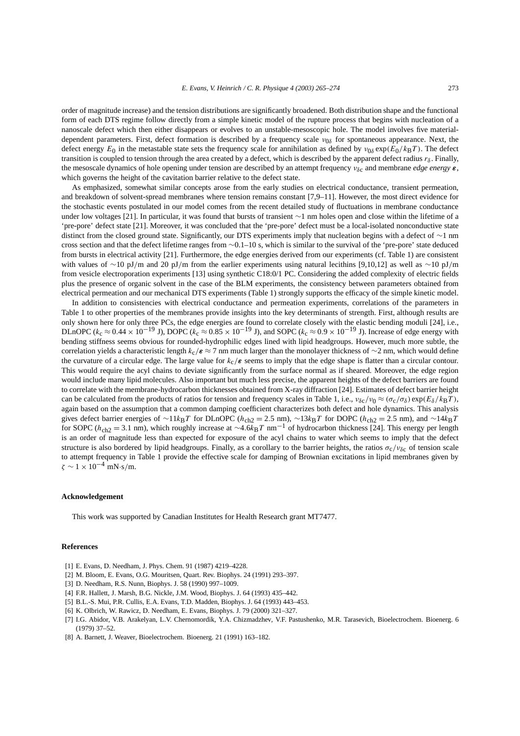order of magnitude increase) and the tension distributions are significantly broadened. Both distribution shape and the functional form of each DTS regime follow directly from a simple kinetic model of the rupture process that begins with nucleation of a nanoscale defect which then either disappears or evolves to an unstable-mesoscopic hole. The model involves five material-dependent parameters. First, defect formation is described by a frequency scale $\nu_{0\delta}$ for spontaneous appearance. Next, the defect energy $E_0$ in the metastable state sets the frequency scale for annihilation as defined by $\nu_{0\delta}\exp(E_0/k_BT)$. The defect transition is coupled to tension through the area created by a defect, which is described by the apparent defect radius $r_\delta$. Finally, the mesoscale dynamics of hole opening under tension are described by an attempt frequency $\nu_{\delta c}$ and membrane *edge energy* $\boldsymbol{\varepsilon}$, which governs the height of the cavitation barrier relative to the defect state.

As emphasized, somewhat similar concepts arose from the early studies on electrical conductance, transient permeation, and breakdown of solvent-spread membranes where tension remains constant [7,9–11]. However, the most direct evidence for the stochastic events postulated in our model comes from the recent detailed study of fluctuations in membrane conductance under low voltages [21]. In particular, it was found that bursts of transient ∼1 nm holes open and close within the lifetime of a 'pre-pore' defect state [21]. Moreover, it was concluded that the 'pre-pore' defect must be a local-isolated nonconductive state distinct from the closed ground state. Significantly, our DTS experiments imply that nucleation begins with a defect of ∼1 nm cross section and that the defect lifetime ranges from ∼0.1–10 s, which is similar to the survival of the 'pre-pore' state deduced from bursts in electrical activity [21]. Furthermore, the edge energies derived from our experiments (cf. Table 1) are consistent with values of ∼10 pJ/m and 20 pJ/m from the earlier experiments using natural lecithins [9,10,12] as well as ∼10 pJ/m from vesicle electroporation experiments [13] using synthetic C18:0/1 PC. Considering the added complexity of electric fields plus the presence of organic solvent in the case of the BLM experiments, the consistency between parameters obtained from electrical permeation and our mechanical DTS experiments (Table 1) strongly supports the efficacy of the simple kinetic model.

In addition to consistencies with electrical conductance and permeation experiments, correlations of the parameters in Table 1 to other properties of the membranes provide insights into the key determinants of strength. First, although results are only shown here for only three PCs, the edge energies are found to correlate closely with the elastic bending moduli [24], i.e., DLnOPC ($k_c \approx 0.44 \times 10^{-19}$ J), DOPC ($k_c \approx 0.85 \times 10^{-19}$ J), and SOPC ($k_c \approx 0.9 \times 10^{-19}$ J). Increase of edge energy with bending stiffness seems obvious for rounded-hydrophilic edges lined with lipid headgroups. However, much more subtle, the correlation yields a characteristic length $k_c/\boldsymbol{\varepsilon} \approx 7$ nm much larger than the monolayer thickness of ∼2 nm, which would define the curvature of a circular edge. The large value for $k_c/\boldsymbol{\varepsilon}$ seems to imply that the edge shape is flatter than a circular contour. This would require the acyl chains to deviate significantly from the surface normal as if sheared. Moreover, the edge region would include many lipid molecules. Also important but much less precise, the apparent heights of the defect barriers are found to correlate with the membrane-hydrocarbon thicknesses obtained from X-ray diffraction [24]. Estimates of defect barrier height can be calculated from the products of ratios for tension and frequency scales in Table 1, i.e., $\nu_{\delta c}/\nu_0 \approx (\sigma_c/\sigma_\delta)\exp(E_\delta/k_BT)$, again based on the assumption that a common damping coefficient characterizes both defect and hole dynamics. This analysis gives defect barrier energies of $\sim 11k_BT$ for DLnOPC ($h_{ch2} = 2.5$ nm), $\sim 13k_BT$ for DOPC ($h_{ch2} = 2.5$ nm), and $\sim 14k_BT$ for SOPC ($h_{ch2} = 3.1$ nm), which roughly increase at $\sim 4.6k_BT$ nm$^{-1}$ of hydrocarbon thickness [24]. This energy per length is an order of magnitude less than expected for exposure of the acyl chains to water which seems to imply that the defect structure is also bordered by lipid headgroups. Finally, as a corollary to the barrier heights, the ratios $\sigma_c/\nu_{\delta c}$ of tension scale to attempt frequency in Table 1 provide the effective scale for damping of Brownian excitations in lipid membranes given by $\zeta \sim 1 \times 10^{-4}$ mN·s/m.

## Acknowledgement

This work was supported by Canadian Institutes for Health Research grant MT7477.

## References

- [1] E. Evans, D. Needham, J. Phys. Chem. 91 (1987) 4219–4228.
- [2] M. Bloom, E. Evans, O.G. Mouritsen, Quart. Rev. Biophys. 24 (1991) 293–397.
- [3] D. Needham, R.S. Nunn, Biophys. J. 58 (1990) 997–1009.
- [4] F.R. Hallett, J. Marsh, B.G. Nickle, J.M. Wood, Biophys. J. 64 (1993) 435–442.
- [5] B.L.-S. Mui, P.R. Cullis, E.A. Evans, T.D. Madden, Biophys. J. 64 (1993) 443–453.
- [6] K. Olbrich, W. Rawicz, D. Needham, E. Evans, Biophys. J. 79 (2000) 321–327.
- [7] I.G. Abidor, V.B. Arakelyan, L.V. Chernomordik, Y.A. Chizmadzhev, V.F. Pastushenko, M.R. Tarasevich, Bioelectrochem. Bioenerg. 6 (1979) 37–52.
- [8] A. Barnett, J. Weaver, Bioelectrochem. Bioenerg. 21 (1991) 163–182.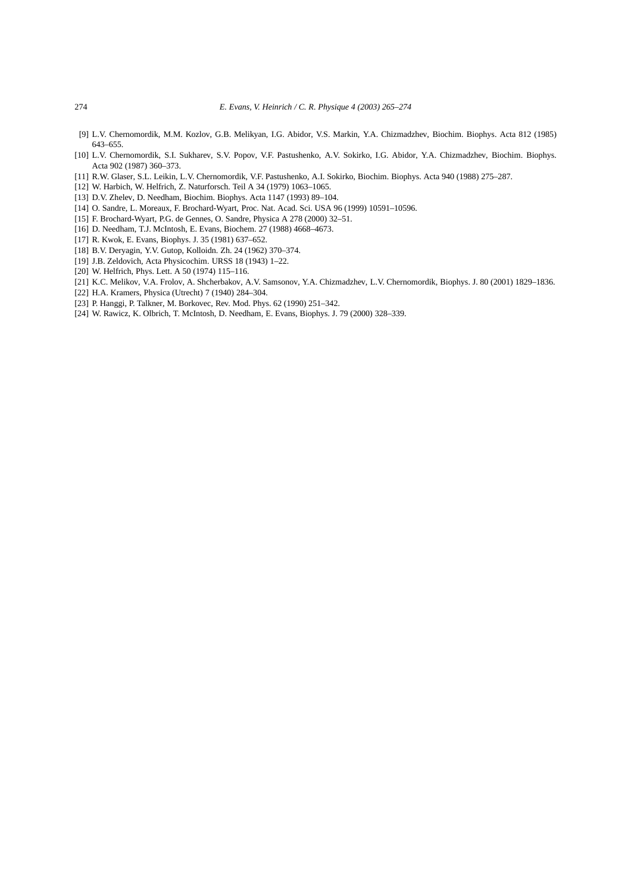[9] L.V. Chernomordik, M.M. Kozlov, G.B. Melikyan, I.G. Abidor, V.S. Markin, Y.A. Chizmadzhev, Biochim. Biophys. Acta 812 (1985) 643–655.

[10] L.V. Chernomordik, S.I. Sukharev, S.V. Popov, V.F. Pastushenko, A.V. Sokirko, I.G. Abidor, Y.A. Chizmadzhev, Biochim. Biophys. Acta 902 (1987) 360–373.

[11] R.W. Glaser, S.L. Leikin, L.V. Chernomordik, V.F. Pastushenko, A.I. Sokirko, Biochim. Biophys. Acta 940 (1988) 275–287.

[12] W. Harbich, W. Helfrich, Z. Naturforsch. Teil A 34 (1979) 1063–1065.

[13] D.V. Zhelev, D. Needham, Biochim. Biophys. Acta 1147 (1993) 89–104.

[14] O. Sandre, L. Moreaux, F. Brochard-Wyart, Proc. Nat. Acad. Sci. USA 96 (1999) 10591–10596.

[15] F. Brochard-Wyart, P.G. de Gennes, O. Sandre, Physica A 278 (2000) 32–51.

[16] D. Needham, T.J. McIntosh, E. Evans, Biochem. 27 (1988) 4668–4673.

[17] R. Kwok, E. Evans, Biophys. J. 35 (1981) 637–652.

[18] B.V. Deryagin, Y.V. Gutop, Kolloidn. Zh. 24 (1962) 370–374.

[19] J.B. Zeldovich, Acta Physicochim. URSS 18 (1943) 1–22.

[20] W. Helfrich, Phys. Lett. A 50 (1974) 115–116.

[21] K.C. Melikov, V.A. Frolov, A. Shcherbakov, A.V. Samsonov, Y.A. Chizmadzhev, L.V. Chernomordik, Biophys. J. 80 (2001) 1829–1836.

[22] H.A. Kramers, Physica (Utrecht) 7 (1940) 284–304.

[23] P. Hanggi, P. Talkner, M. Borkovec, Rev. Mod. Phys. 62 (1990) 251–342.

[24] W. Rawicz, K. Olbrich, T. McIntosh, D. Needham, E. Evans, Biophys. J. 79 (2000) 328–339.